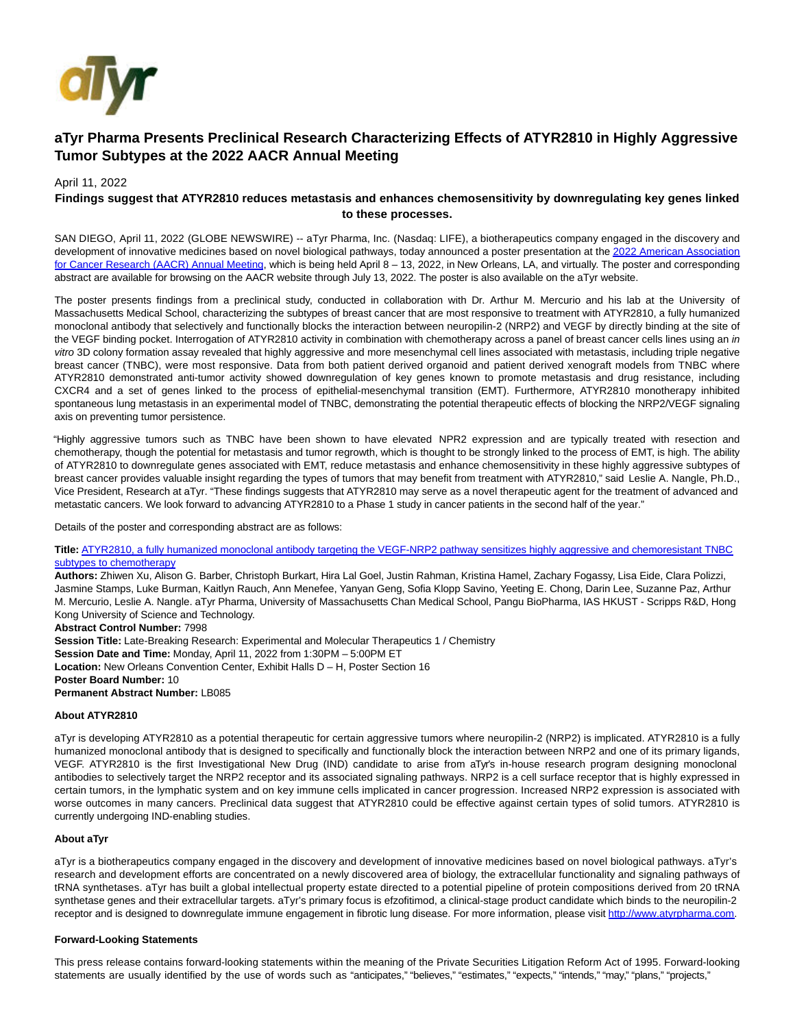# aTyr Pharma Presents Preclinical Research Characterizing Effects of ATYR2810 in Highly Aggressive Tumor Subtypes at the 2022 AACR Annual Meeting

April 11, 2022

**Findings suggest that ATYR2810 reduces metastasis and enhances chemosensitivity by downregulating key genes linked to these processes.**

SAN DIEGO, April 11, 2022 (GLOBE NEWSWIRE) -- aTyr Pharma, Inc. (Nasdaq: LIFE), a biotherapeutics company engaged in the discovery and development of innovative medicines based on novel biological pathways, today announced a poster presentation at the 2022 American Association for Cancer Research (AACR) Annual Meeting, which is being held April 8 – 13, 2022, in New Orleans, LA, and virtually. The poster and corresponding abstract are available for browsing on the AACR website through July 13, 2022. The poster is also available on the aTyr website.

The poster presents findings from a preclinical study, conducted in collaboration with Dr. Arthur M. Mercurio and his lab at the University of Massachusetts Medical School, characterizing the subtypes of breast cancer that are most responsive to treatment with ATYR2810, a fully humanized monoclonal antibody that selectively and functionally blocks the interaction between neuropilin-2 (NRP2) and VEGF by directly binding at the site of the VEGF binding pocket. Interrogation of ATYR2810 activity in combination with chemotherapy across a panel of breast cancer cells lines using an *in vitro* 3D colony formation assay revealed that highly aggressive and more mesenchymal cell lines associated with metastasis, including triple negative breast cancer (TNBC), were most responsive. Data from both patient derived organoid and patient derived xenograft models from TNBC where ATYR2810 demonstrated anti-tumor activity showed downregulation of key genes known to promote metastasis and drug resistance, including CXCR4 and a set of genes linked to the process of epithelial-mesenchymal transition (EMT). Furthermore, ATYR2810 monotherapy inhibited spontaneous lung metastasis in an experimental model of TNBC, demonstrating the potential therapeutic effects of blocking the NRP2/VEGF signaling axis on preventing tumor persistence.

"Highly aggressive tumors such as TNBC have been shown to have elevated NPR2 expression and are typically treated with resection and chemotherapy, though the potential for metastasis and tumor regrowth, which is thought to be strongly linked to the process of EMT, is high. The ability of ATYR2810 to downregulate genes associated with EMT, reduce metastasis and enhance chemosensitivity in these highly aggressive subtypes of breast cancer provides valuable insight regarding the types of tumors that may benefit from treatment with ATYR2810," said Leslie A. Nangle, Ph.D., Vice President, Research at aTyr. "These findings suggests that ATYR2810 may serve as a novel therapeutic agent for the treatment of advanced and metastatic cancers. We look forward to advancing ATYR2810 to a Phase 1 study in cancer patients in the second half of the year."

Details of the poster and corresponding abstract are as follows:

**Title:** ATYR2810, a fully humanized monoclonal antibody targeting the VEGF-NRP2 pathway sensitizes highly aggressive and chemoresistant TNBC subtypes to chemotherapy
**Authors:** Zhiwen Xu, Alison G. Barber, Christoph Burkart, Hira Lal Goel, Justin Rahman, Kristina Hamel, Zachary Fogassy, Lisa Eide, Clara Polizzi, Jasmine Stamps, Luke Burman, Kaitlyn Rauch, Ann Menefee, Yanyan Geng, Sofia Klopp Savino, Yeeting E. Chong, Darin Lee, Suzanne Paz, Arthur M. Mercurio, Leslie A. Nangle. aTyr Pharma, University of Massachusetts Chan Medical School, Pangu BioPharma, IAS HKUST - Scripps R&D, Hong Kong University of Science and Technology.
**Abstract Control Number:** 7998
**Session Title:** Late-Breaking Research: Experimental and Molecular Therapeutics 1 / Chemistry
**Session Date and Time:** Monday, April 11, 2022 from 1:30PM – 5:00PM ET
**Location:** New Orleans Convention Center, Exhibit Halls D – H, Poster Section 16
**Poster Board Number:** 10
**Permanent Abstract Number:** LB085

**About ATYR2810**

aTyr is developing ATYR2810 as a potential therapeutic for certain aggressive tumors where neuropilin-2 (NRP2) is implicated. ATYR2810 is a fully humanized monoclonal antibody that is designed to specifically and functionally block the interaction between NRP2 and one of its primary ligands, VEGF. ATYR2810 is the first Investigational New Drug (IND) candidate to arise from aTyr's in-house research program designing monoclonal antibodies to selectively target the NRP2 receptor and its associated signaling pathways. NRP2 is a cell surface receptor that is highly expressed in certain tumors, in the lymphatic system and on key immune cells implicated in cancer progression. Increased NRP2 expression is associated with worse outcomes in many cancers. Preclinical data suggest that ATYR2810 could be effective against certain types of solid tumors. ATYR2810 is currently undergoing IND-enabling studies.

**About aTyr**

aTyr is a biotherapeutics company engaged in the discovery and development of innovative medicines based on novel biological pathways. aTyr's research and development efforts are concentrated on a newly discovered area of biology, the extracellular functionality and signaling pathways of tRNA synthetases. aTyr has built a global intellectual property estate directed to a potential pipeline of protein compositions derived from 20 tRNA synthetase genes and their extracellular targets. aTyr's primary focus is efzofitimod, a clinical-stage product candidate which binds to the neuropilin-2 receptor and is designed to downregulate immune engagement in fibrotic lung disease. For more information, please visit http://www.atyrpharma.com.

**Forward-Looking Statements**

This press release contains forward-looking statements within the meaning of the Private Securities Litigation Reform Act of 1995. Forward-looking statements are usually identified by the use of words such as "anticipates," "believes," "estimates," "expects," "intends," "may," "plans," "projects,"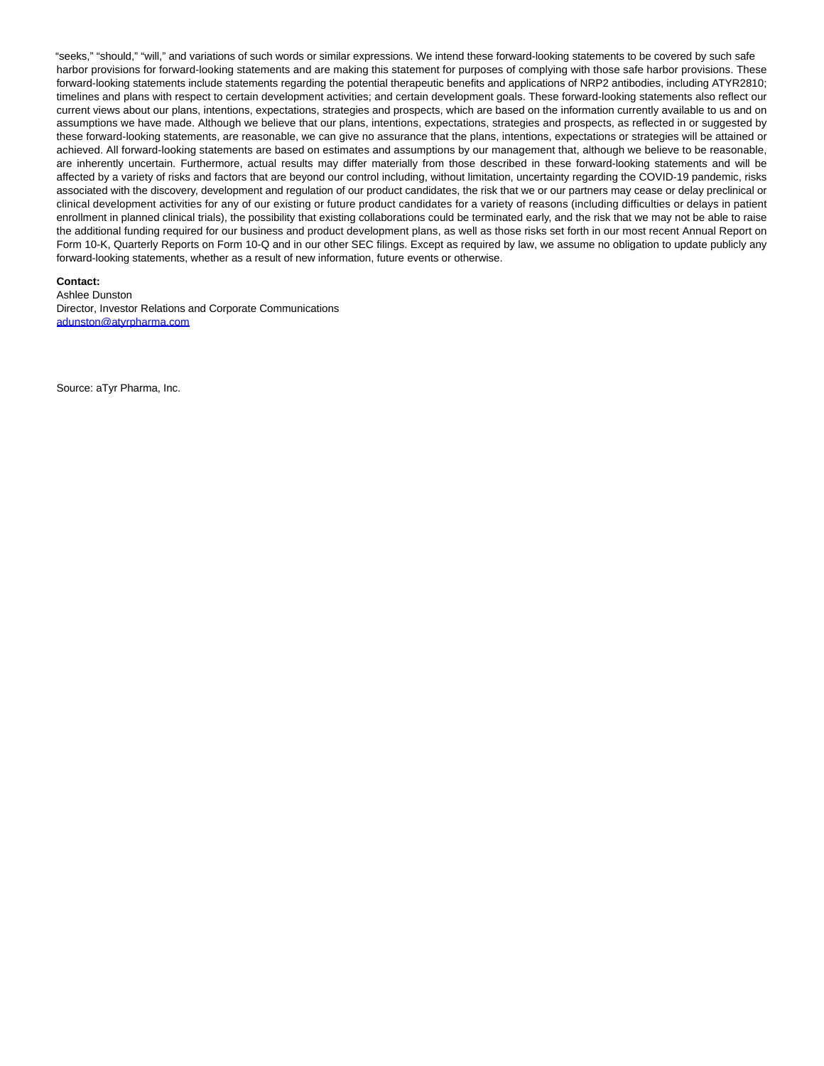“seeks,” “should,” “will,” and variations of such words or similar expressions. We intend these forward-looking statements to be covered by such safe harbor provisions for forward-looking statements and are making this statement for purposes of complying with those safe harbor provisions. These forward-looking statements include statements regarding the potential therapeutic benefits and applications of NRP2 antibodies, including ATYR2810; timelines and plans with respect to certain development activities; and certain development goals. These forward-looking statements also reflect our current views about our plans, intentions, expectations, strategies and prospects, which are based on the information currently available to us and on assumptions we have made. Although we believe that our plans, intentions, expectations, strategies and prospects, as reflected in or suggested by these forward-looking statements, are reasonable, we can give no assurance that the plans, intentions, expectations or strategies will be attained or achieved. All forward-looking statements are based on estimates and assumptions by our management that, although we believe to be reasonable, are inherently uncertain. Furthermore, actual results may differ materially from those described in these forward-looking statements and will be affected by a variety of risks and factors that are beyond our control including, without limitation, uncertainty regarding the COVID-19 pandemic, risks associated with the discovery, development and regulation of our product candidates, the risk that we or our partners may cease or delay preclinical or clinical development activities for any of our existing or future product candidates for a variety of reasons (including difficulties or delays in patient enrollment in planned clinical trials), the possibility that existing collaborations could be terminated early, and the risk that we may not be able to raise the additional funding required for our business and product development plans, as well as those risks set forth in our most recent Annual Report on Form 10-K, Quarterly Reports on Form 10-Q and in our other SEC filings. Except as required by law, we assume no obligation to update publicly any forward-looking statements, whether as a result of new information, future events or otherwise.

**Contact:**
Ashlee Dunston
Director, Investor Relations and Corporate Communications
adunston@atyrpharma.com

Source: aTyr Pharma, Inc.